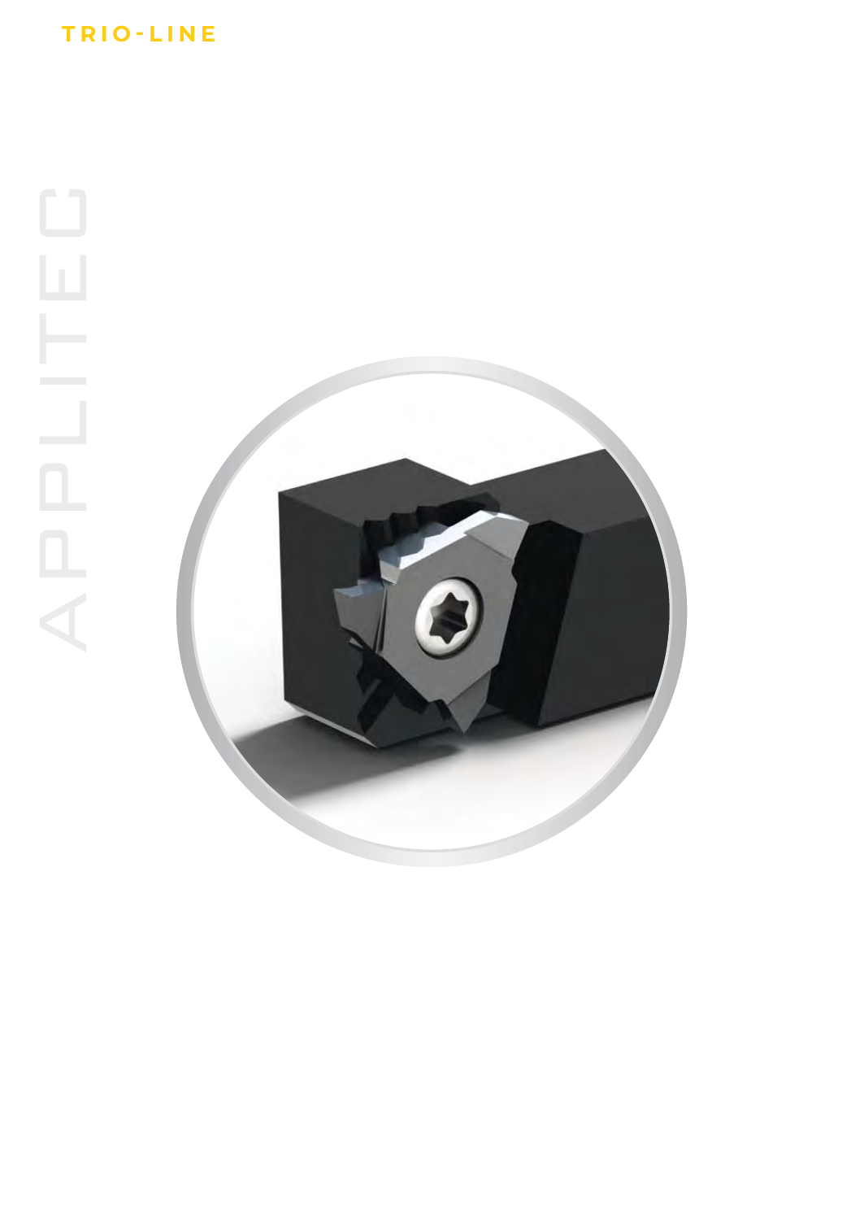# TRIO-LINE

APPLITEC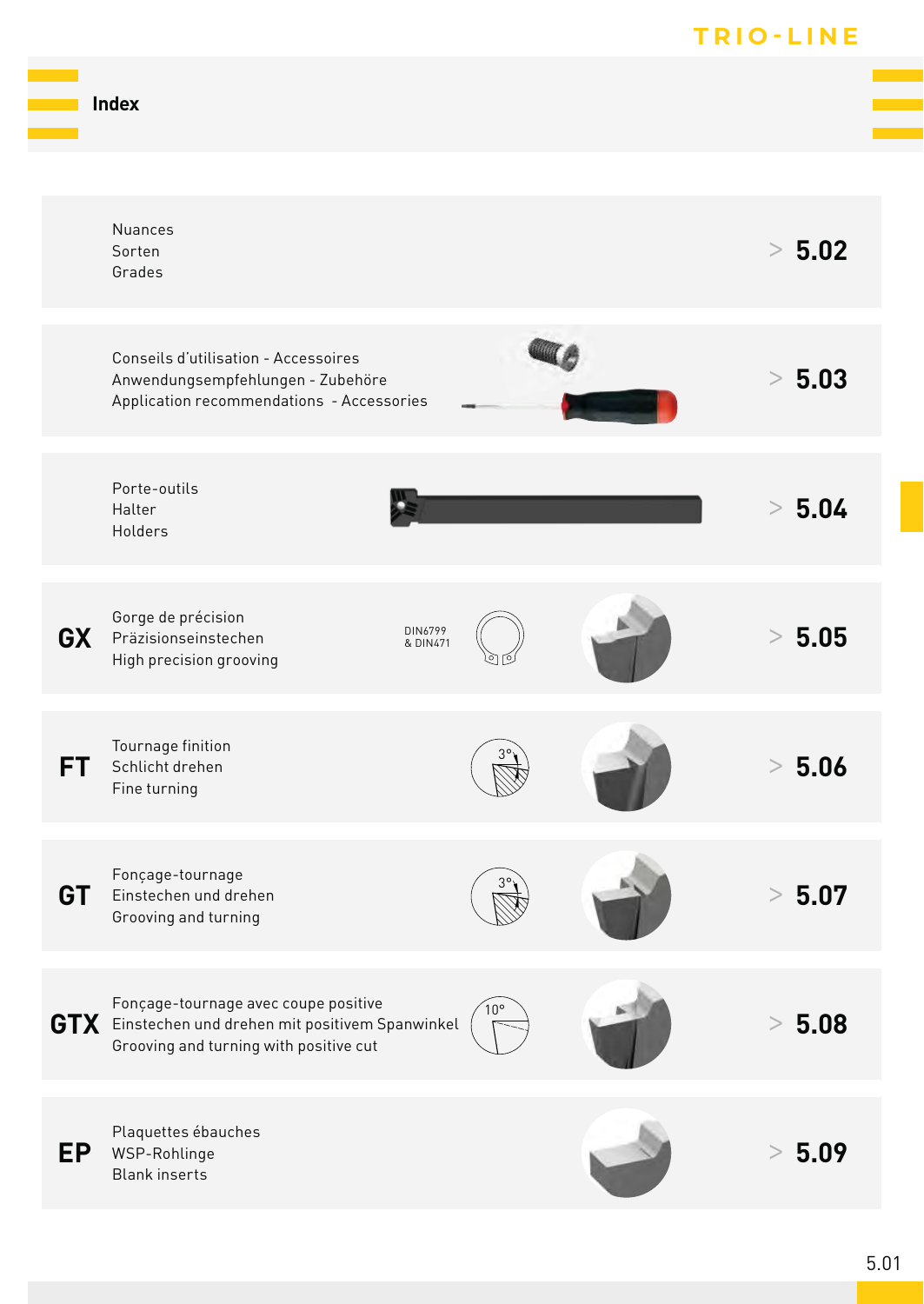# Index

| | | |
|---|---|---|
| | Nuances<br>Sorten<br>Grades | > **5.02** |
| | Conseils d'utilisation - Accessoires<br>Anwendungsempfehlungen - Zubehöre<br>Application recommendations - Accessories | > **5.03** |
| | Porte-outils<br>Halter<br>Holders | > **5.04** |
| **GX** | Gorge de précision<br>Präzisionseinstechen<br>High precision grooving<br>DIN6799 & DIN471 | > **5.05** |
| **FT** | Tournage finition<br>Schlicht drehen<br>Fine turning<br>3° | > **5.06** |
| **GT** | Fonçage-tournage<br>Einstechen und drehen<br>Grooving and turning<br>3° | > **5.07** |
| **GTX** | Fonçage-tournage avec coupe positive<br>Einstechen und drehen mit positivem Spanwinkel<br>Grooving and turning with positive cut<br>10° | > **5.08** |
| **EP** | Plaquettes ébauches<br>WSP-Rohlinge<br>Blank inserts | > **5.09** |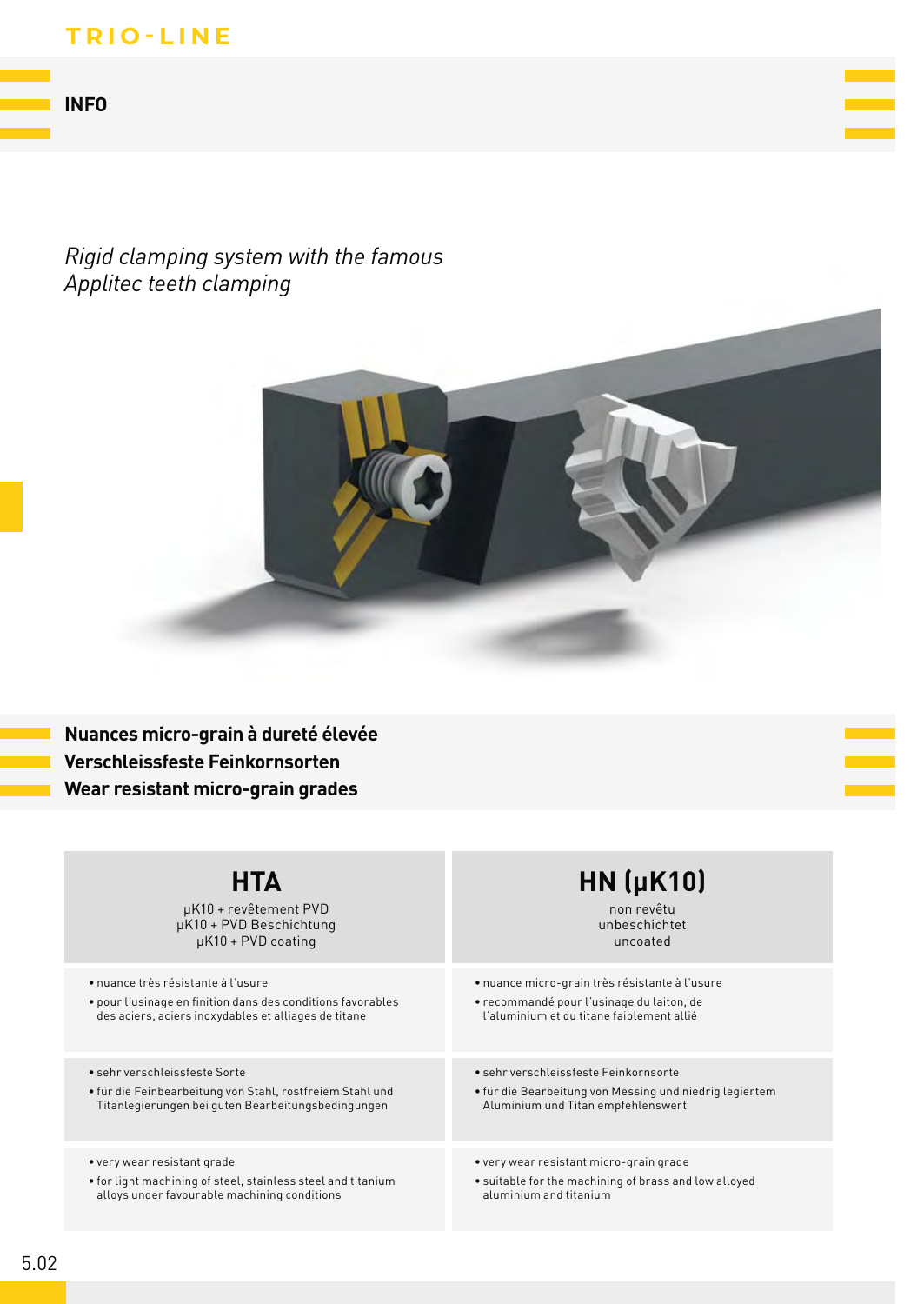# INFO

*Rigid clamping system with the famous Applitec teeth clamping*

## Nuances micro-grain à dureté élevée
## Verschleissfeste Feinkornsorten
## Wear resistant micro-grain grades

| HTA<br>µK10 + revêtement PVD<br>µK10 + PVD Beschichtung<br>µK10 + PVD coating | HN (µK10)<br>non revêtu<br>unbeschichtet<br>uncoated |
| --- | --- |
| • nuance très résistante à l'usure<br>• pour l'usinage en finition dans des conditions favorables des aciers, aciers inoxydables et alliages de titane | • nuance micro-grain très résistante à l'usure<br>• recommandé pour l'usinage du laiton, de l'aluminium et du titane faiblement allié |
| • sehr verschleissfeste Sorte<br>• für die Feinbearbeitung von Stahl, rostfreiem Stahl und Titanlegierungen bei guten Bearbeitungsbedingungen | • sehr verschleissfeste Feinkornsorte<br>• für die Bearbeitung von Messing und niedrig legiertem Aluminium und Titan empfehlenswert |
| • very wear resistant grade<br>• for light machining of steel, stainless steel and titanium alloys under favourable machining conditions | • very wear resistant micro-grain grade<br>• suitable for the machining of brass and low alloyed aluminium and titanium |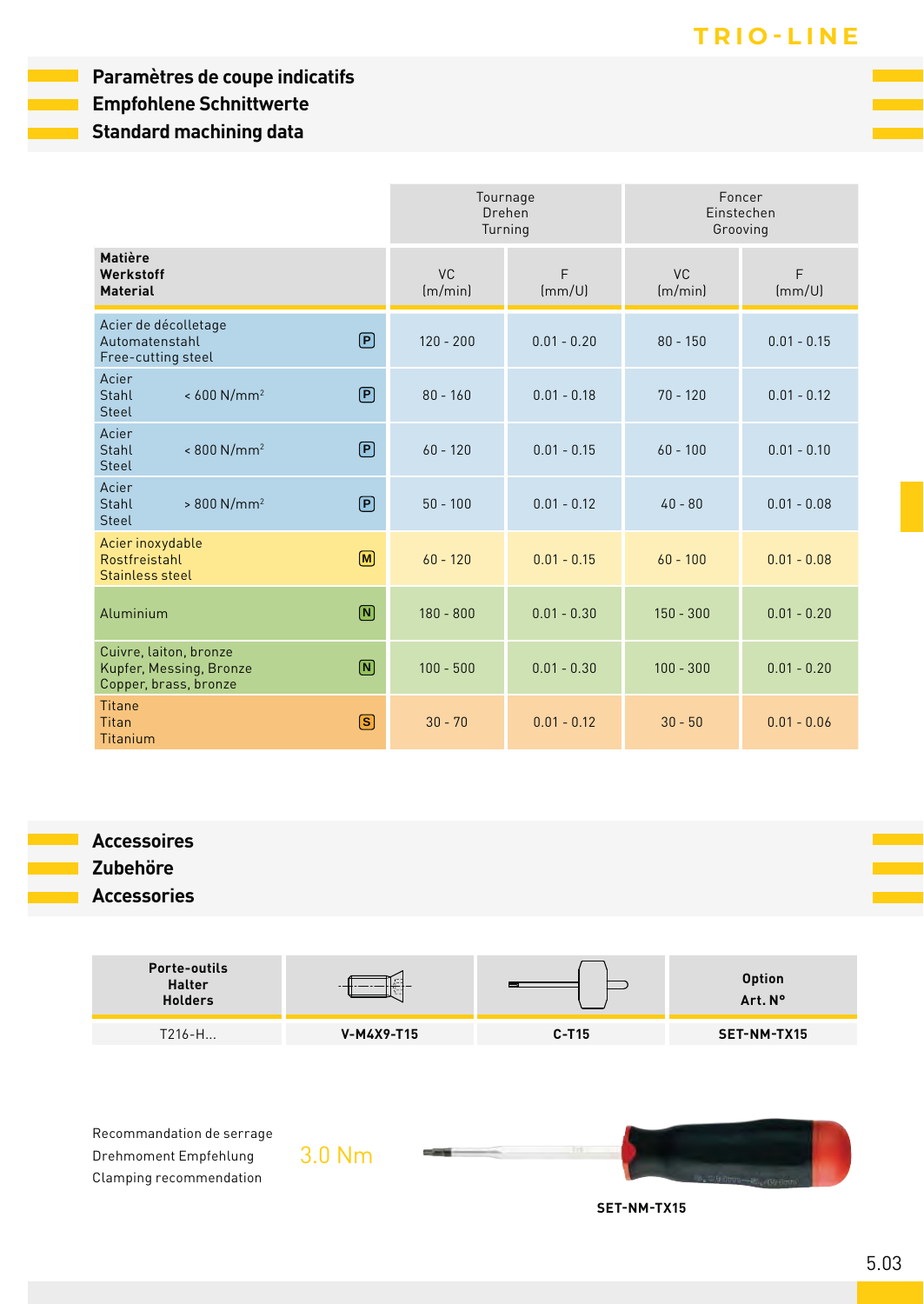## Paramètres de coupe indicatifs
## Empfohlene Schnittwerte
## Standard machining data

| Matière / Werkstoff / Material | | Tournage / Drehen / Turning | | Foncer / Einstechen / Grooving | |
|---|---|---|---|---|---|
| | | VC (m/min) | F (mm/U) | VC (m/min) | F (mm/U) |
| Acier de décolletage / Automatenstahl / Free-cutting steel | P | 120 - 200 | 0.01 - 0.20 | 80 - 150 | 0.01 - 0.15 |
| Acier / Stahl / Steel < 600 N/mm² | P | 80 - 160 | 0.01 - 0.18 | 70 - 120 | 0.01 - 0.12 |
| Acier / Stahl / Steel < 800 N/mm² | P | 60 - 120 | 0.01 - 0.15 | 60 - 100 | 0.01 - 0.10 |
| Acier / Stahl / Steel > 800 N/mm² | P | 50 - 100 | 0.01 - 0.12 | 40 - 80 | 0.01 - 0.08 |
| Acier inoxydable / Rostfreistahl / Stainless steel | M | 60 - 120 | 0.01 - 0.15 | 60 - 100 | 0.01 - 0.08 |
| Aluminium | N | 180 - 800 | 0.01 - 0.30 | 150 - 300 | 0.01 - 0.20 |
| Cuivre, laiton, bronze / Kupfer, Messing, Bronze / Copper, brass, bronze | N | 100 - 500 | 0.01 - 0.30 | 100 - 300 | 0.01 - 0.20 |
| Titane / Titan / Titanium | S | 30 - 70 | 0.01 - 0.12 | 30 - 50 | 0.01 - 0.06 |

## Accessoires
## Zubehöre
## Accessories

| Porte-outils / Halter / Holders | | | Option / Art. N° |
|---|---|---|---|
| T216-H... | **V-M4X9-T15** | **C-T15** | **SET-NM-TX15** |

Recommandation de serrage
Drehmoment Empfehlung
Clamping recommendation

3.0 Nm

**SET-NM-TX15**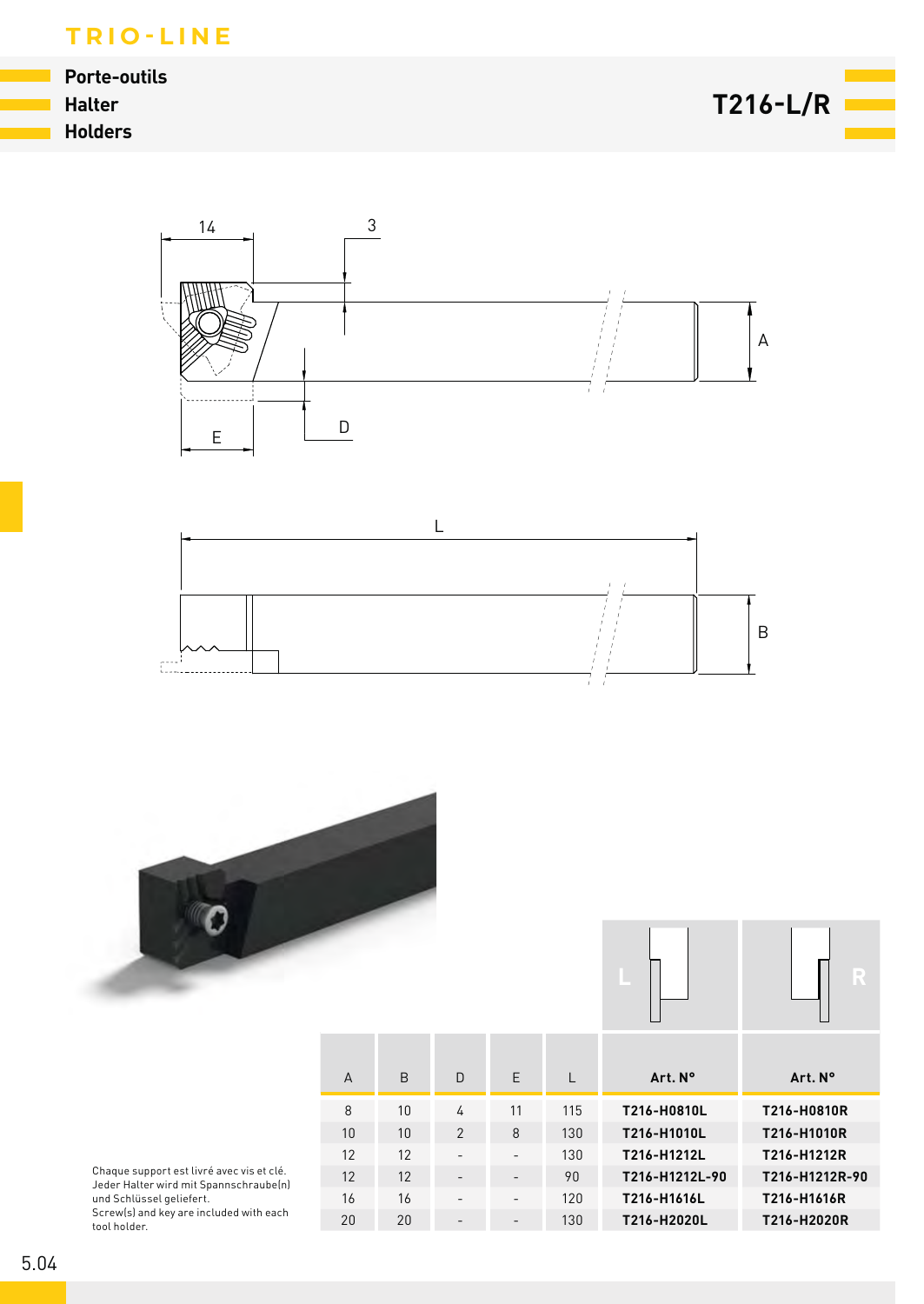TRIO-LINE

# Porte-outils
# Halter
# Holders

## T216-L/R

| A | B | D | E | L | Art. N° (L) | Art. N° (R) |
|---|---|---|---|---|---|---|
| 8 | 10 | 4 | 11 | 115 | **T216-H0810L** | **T216-H0810R** |
| 10 | 10 | 2 | 8 | 130 | **T216-H1010L** | **T216-H1010R** |
| 12 | 12 | - | - | 130 | **T216-H1212L** | **T216-H1212R** |
| 12 | 12 | - | - | 90 | **T216-H1212L-90** | **T216-H1212R-90** |
| 16 | 16 | - | - | 120 | **T216-H1616L** | **T216-H1616R** |
| 20 | 20 | - | - | 130 | **T216-H2020L** | **T216-H2020R** |

Chaque support est livré avec vis et clé.
Jeder Halter wird mit Spannschraube(n) und Schlüssel geliefert.
Screw(s) and key are included with each tool holder.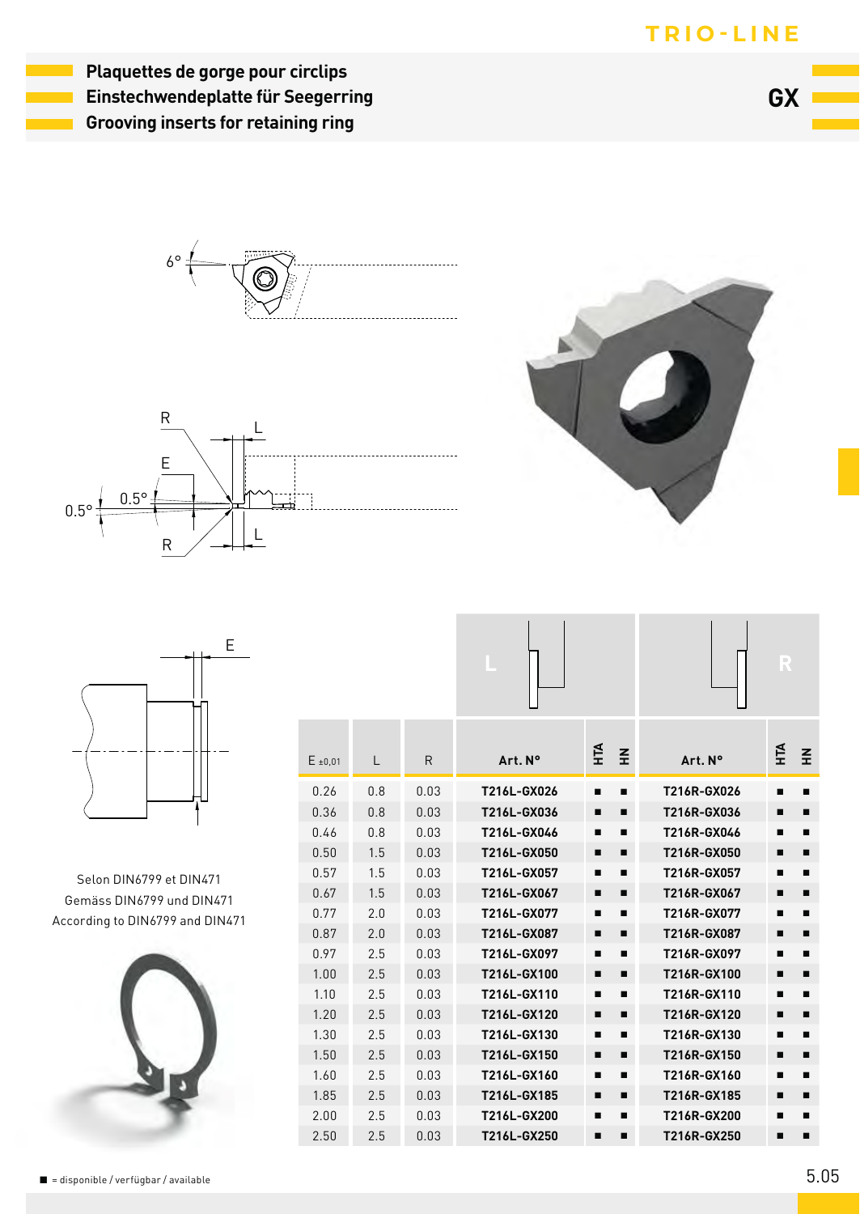## Plaquettes de gorge pour circlips
## Einstechwendeplatte für Seegerring
## Grooving inserts for retaining ring

# GX

Selon DIN6799 et DIN471
Gemäss DIN6799 und DIN471
According to DIN6799 and DIN471

| E ±0,01 | L | R | L Art. N° | HTA | HN | R Art. N° | HTA | HN |
|---|---|---|---|---|---|---|---|---|
| 0.26 | 0.8 | 0.03 | T216L-GX026 | ■ | ■ | T216R-GX026 | ■ | ■ |
| 0.36 | 0.8 | 0.03 | T216L-GX036 | ■ | ■ | T216R-GX036 | ■ | ■ |
| 0.46 | 0.8 | 0.03 | T216L-GX046 | ■ | ■ | T216R-GX046 | ■ | ■ |
| 0.50 | 1.5 | 0.03 | T216L-GX050 | ■ | ■ | T216R-GX050 | ■ | ■ |
| 0.57 | 1.5 | 0.03 | T216L-GX057 | ■ | ■ | T216R-GX057 | ■ | ■ |
| 0.67 | 1.5 | 0.03 | T216L-GX067 | ■ | ■ | T216R-GX067 | ■ | ■ |
| 0.77 | 2.0 | 0.03 | T216L-GX077 | ■ | ■ | T216R-GX077 | ■ | ■ |
| 0.87 | 2.0 | 0.03 | T216L-GX087 | ■ | ■ | T216R-GX087 | ■ | ■ |
| 0.97 | 2.5 | 0.03 | T216L-GX097 | ■ | ■ | T216R-GX097 | ■ | ■ |
| 1.00 | 2.5 | 0.03 | T216L-GX100 | ■ | ■ | T216R-GX100 | ■ | ■ |
| 1.10 | 2.5 | 0.03 | T216L-GX110 | ■ | ■ | T216R-GX110 | ■ | ■ |
| 1.20 | 2.5 | 0.03 | T216L-GX120 | ■ | ■ | T216R-GX120 | ■ | ■ |
| 1.30 | 2.5 | 0.03 | T216L-GX130 | ■ | ■ | T216R-GX130 | ■ | ■ |
| 1.50 | 2.5 | 0.03 | T216L-GX150 | ■ | ■ | T216R-GX150 | ■ | ■ |
| 1.60 | 2.5 | 0.03 | T216L-GX160 | ■ | ■ | T216R-GX160 | ■ | ■ |
| 1.85 | 2.5 | 0.03 | T216L-GX185 | ■ | ■ | T216R-GX185 | ■ | ■ |
| 2.00 | 2.5 | 0.03 | T216L-GX200 | ■ | ■ | T216R-GX200 | ■ | ■ |
| 2.50 | 2.5 | 0.03 | T216L-GX250 | ■ | ■ | T216R-GX250 | ■ | ■ |

■ = disponible / verfügbar / available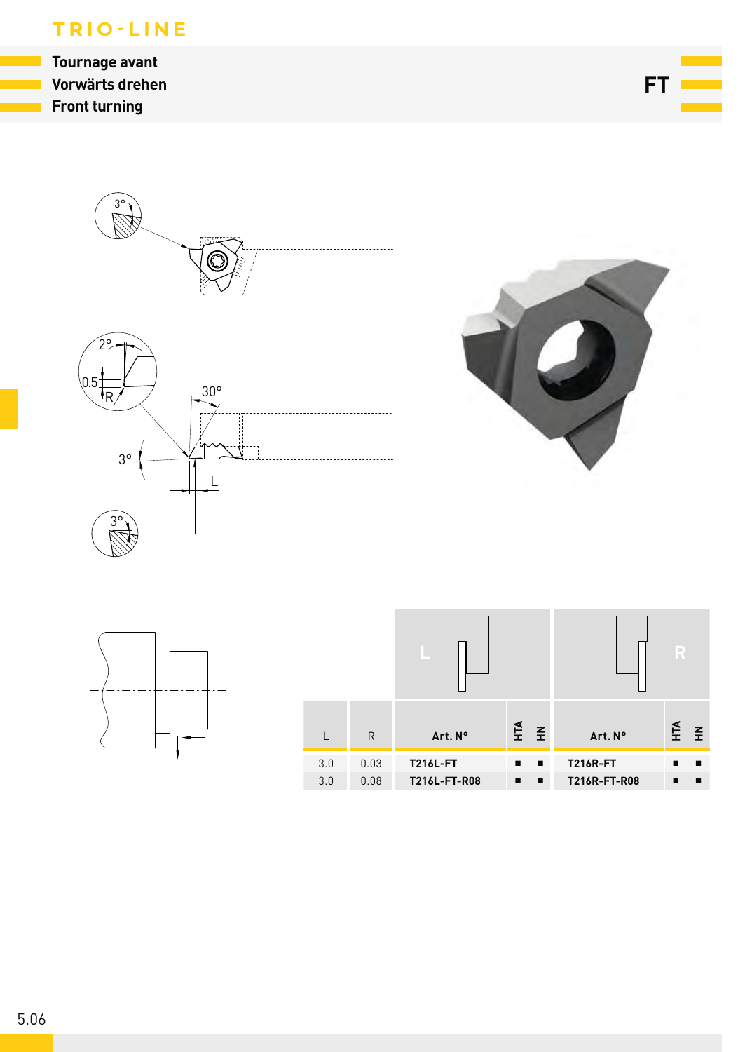# TRIO-LINE

## Tournage avant
## Vorwärts drehen
## Front turning

**FT**

| L | R | L Art. N° | HTA | HN | R Art. N° | HTA | HN |
|---|---|---|---|---|---|---|---|
| 3.0 | 0.03 | **T216L-FT** | ■ | ■ | **T216R-FT** | ■ | ■ |
| 3.0 | 0.08 | **T216L-FT-R08** | ■ | ■ | **T216R-FT-R08** | ■ | ■ |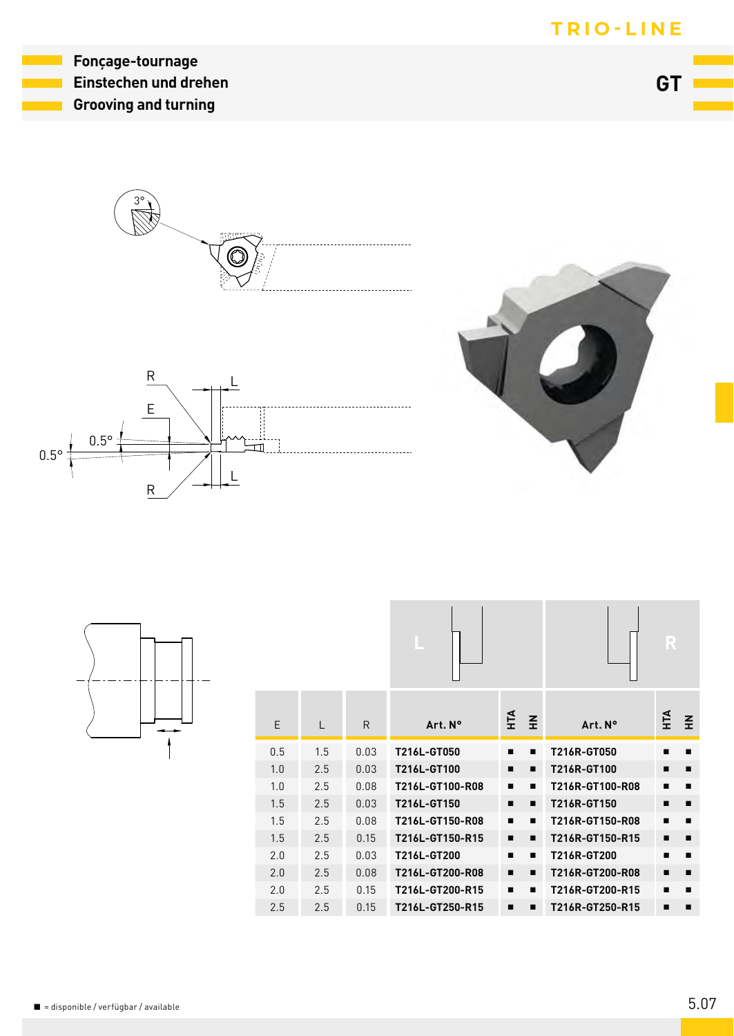**Fonçage-tournage**
**Einstechen und drehen**
**Grooving and turning**

## GT

| E | L | R | L Art. N° | HTA | HN | R Art. N° | HTA | HN |
|---|---|---|---|---|---|---|---|---|
| 0.5 | 1.5 | 0.03 | T216L-GT050 | ■ | ■ | T216R-GT050 | ■ | ■ |
| 1.0 | 2.5 | 0.03 | T216L-GT100 | ■ | ■ | T216R-GT100 | ■ | ■ |
| 1.0 | 2.5 | 0.08 | T216L-GT100-R08 | ■ | ■ | T216R-GT100-R08 | ■ | ■ |
| 1.5 | 2.5 | 0.03 | T216L-GT150 | ■ | ■ | T216R-GT150 | ■ | ■ |
| 1.5 | 2.5 | 0.08 | T216L-GT150-R08 | ■ | ■ | T216R-GT150-R08 | ■ | ■ |
| 1.5 | 2.5 | 0.15 | T216L-GT150-R15 | ■ | ■ | T216R-GT150-R15 | ■ | ■ |
| 2.0 | 2.5 | 0.03 | T216L-GT200 | ■ | ■ | T216R-GT200 | ■ | ■ |
| 2.0 | 2.5 | 0.08 | T216L-GT200-R08 | ■ | ■ | T216R-GT200-R08 | ■ | ■ |
| 2.0 | 2.5 | 0.15 | T216L-GT200-R15 | ■ | ■ | T216R-GT200-R15 | ■ | ■ |
| 2.5 | 2.5 | 0.15 | T216L-GT250-R15 | ■ | ■ | T216R-GT250-R15 | ■ | ■ |

■ = disponible / verfügbar / available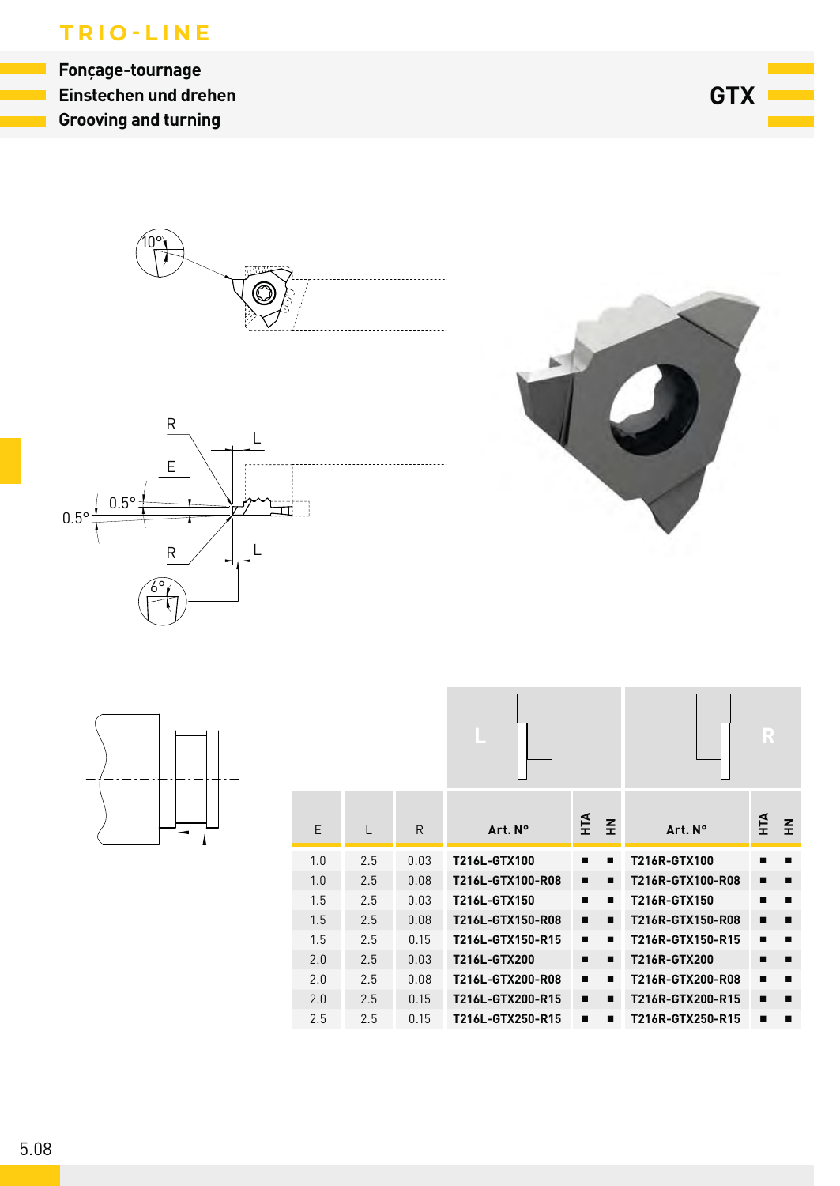# TRIO-LINE

## Fonçage-tournage
## Einstechen und drehen
## Grooving and turning

**GTX**

| E | L | R | Art. N° (L) | HTA | HN | Art. N° (R) | HTA | HN |
|---|---|---|---|---|---|---|---|---|
| 1.0 | 2.5 | 0.03 | T216L-GTX100 | ■ | ■ | T216R-GTX100 | ■ | ■ |
| 1.0 | 2.5 | 0.08 | T216L-GTX100-R08 | ■ | ■ | T216R-GTX100-R08 | ■ | ■ |
| 1.5 | 2.5 | 0.03 | T216L-GTX150 | ■ | ■ | T216R-GTX150 | ■ | ■ |
| 1.5 | 2.5 | 0.08 | T216L-GTX150-R08 | ■ | ■ | T216R-GTX150-R08 | ■ | ■ |
| 1.5 | 2.5 | 0.15 | T216L-GTX150-R15 | ■ | ■ | T216R-GTX150-R15 | ■ | ■ |
| 2.0 | 2.5 | 0.03 | T216L-GTX200 | ■ | ■ | T216R-GTX200 | ■ | ■ |
| 2.0 | 2.5 | 0.08 | T216L-GTX200-R08 | ■ | ■ | T216R-GTX200-R08 | ■ | ■ |
| 2.0 | 2.5 | 0.15 | T216L-GTX200-R15 | ■ | ■ | T216R-GTX200-R15 | ■ | ■ |
| 2.5 | 2.5 | 0.15 | T216L-GTX250-R15 | ■ | ■ | T216R-GTX250-R15 | ■ | ■ |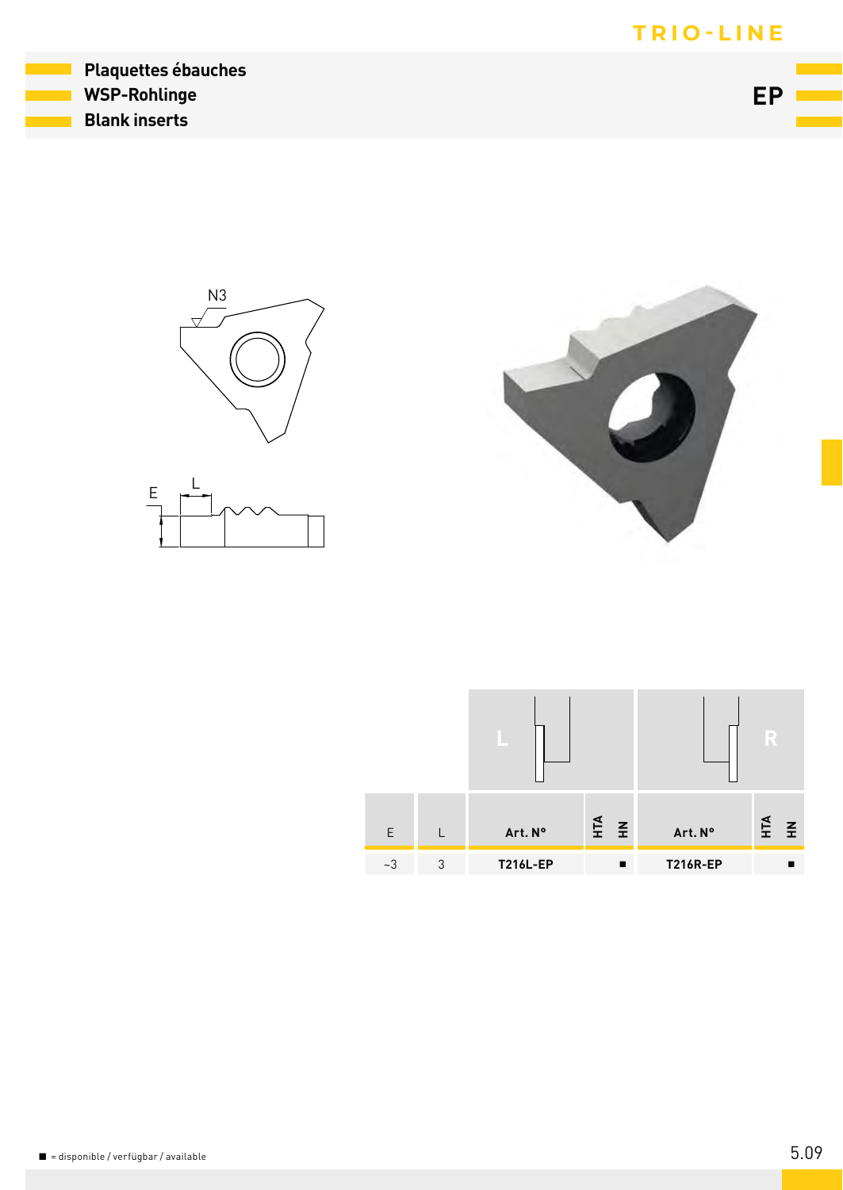# Plaquettes ébauches
# WSP-Rohlinge
# Blank inserts

EP

N3

E

L

| E | L | L Art. N° | HTA | HN | R Art. N° | HTA | HN |
|---|---|---|---|---|---|---|---|
| ~3 | 3 | T216L-EP | | ■ | T216R-EP | | ■ |

■ = disponible / verfügbar / available